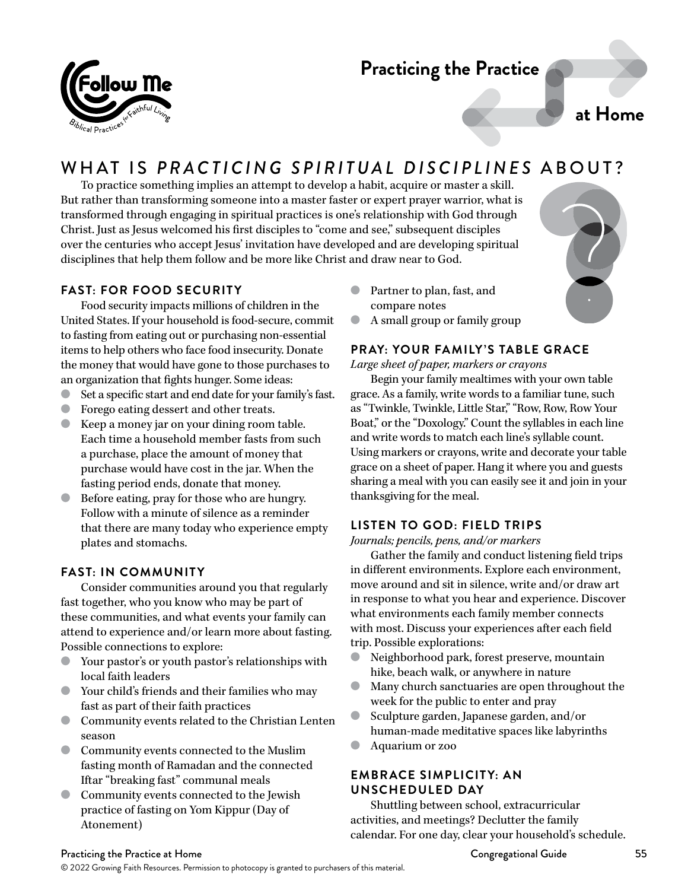# Practicing the Practice at Home

## WHAT IS *PRACTICING SPIRITUAL DISCIPLINES* ABOUT?

To practice something implies an attempt to develop a habit, acquire or master a skill. But rather than transforming someone into a master faster or expert prayer warrior, what is transformed through engaging in spiritual practices is one's relationship with God through Christ. Just as Jesus welcomed his first disciples to "come and see," subsequent disciples over the centuries who accept Jesus' invitation have developed and are developing spiritual disciplines that help them follow and be more like Christ and draw near to God.

### FAST: FOR FOOD SECURITY

Food security impacts millions of children in the United States. If your household is food-secure, commit to fasting from eating out or purchasing non-essential items to help others who face food insecurity. Donate the money that would have gone to those purchases to an organization that fights hunger. Some ideas:

- Set a specific start and end date for your family's fast.
- Forego eating dessert and other treats.
- Keep a money jar on your dining room table. Each time a household member fasts from such a purchase, place the amount of money that purchase would have cost in the jar. When the fasting period ends, donate that money.
- Before eating, pray for those who are hungry. Follow with a minute of silence as a reminder that there are many today who experience empty plates and stomachs.

### FAST: IN COMMUNITY

Consider communities around you that regularly fast together, who you know who may be part of these communities, and what events your family can attend to experience and/or learn more about fasting. Possible connections to explore:

- Your pastor's or youth pastor's relationships with local faith leaders
- Your child's friends and their families who may fast as part of their faith practices
- Community events related to the Christian Lenten season
- Community events connected to the Muslim fasting month of Ramadan and the connected Iftar "breaking fast" communal meals
- Community events connected to the Jewish practice of fasting on Yom Kippur (Day of Atonement)
- Partner to plan, fast, and compare notes
- A small group or family group

### PRAY: YOUR FAMILY'S TABLE GRACE

*Large sheet of paper, markers or crayons*

Begin your family mealtimes with your own table grace. As a family, write words to a familiar tune, such as "Twinkle, Twinkle, Little Star," "Row, Row, Row Your Boat," or the "Doxology." Count the syllables in each line and write words to match each line's syllable count. Using markers or crayons, write and decorate your table grace on a sheet of paper. Hang it where you and guests sharing a meal with you can easily see it and join in your thanksgiving for the meal.

### LISTEN TO GOD: FIELD TRIPS

*Journals; pencils, pens, and/or markers*

Gather the family and conduct listening field trips in different environments. Explore each environment, move around and sit in silence, write and/or draw art in response to what you hear and experience. Discover what environments each family member connects with most. Discuss your experiences after each field trip. Possible explorations:

- Neighborhood park, forest preserve, mountain hike, beach walk, or anywhere in nature
- Many church sanctuaries are open throughout the week for the public to enter and pray
- Sculpture garden, Japanese garden, and/or human-made meditative spaces like labyrinths
- Aquarium or zoo

### EMBRACE SIMPLICITY: AN UNSCHEDULED DAY

Shuttling between school, extracurricular activities, and meetings? Declutter the family calendar. For one day, clear your household's schedule.

© 2022 Growing Faith Resources. Permission to photocopy is granted to purchasers of this material.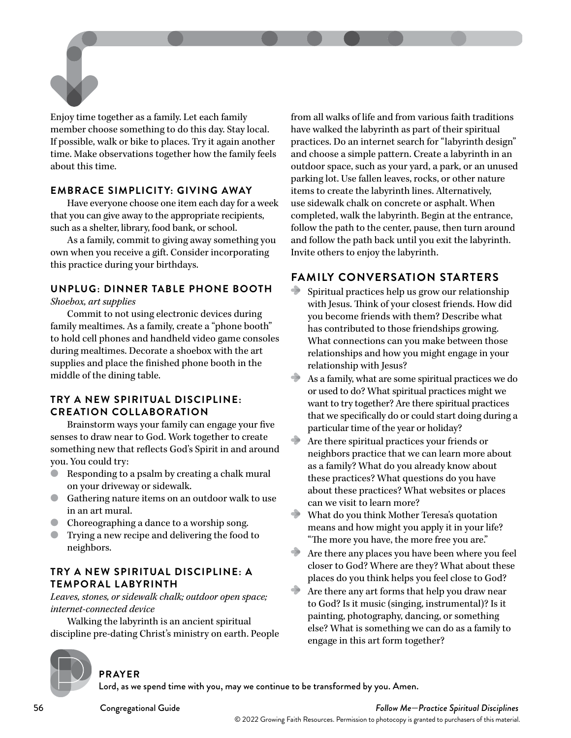Enjoy time together as a family. Let each family member choose something to do this day. Stay local. If possible, walk or bike to places. Try it again another time. Make observations together how the family feels about this time.

### EMBRACE SIMPLICITY: GIVING AWAY

Have everyone choose one item each day for a week that you can give away to the appropriate recipients, such as a shelter, library, food bank, or school.

As a family, commit to giving away something you own when you receive a gift. Consider incorporating this practice during your birthdays.

### UNPLUG: DINNER TABLE PHONE BOOTH

*Shoebox, art supplies*

Commit to not using electronic devices during family mealtimes. As a family, create a "phone booth" to hold cell phones and handheld video game consoles during mealtimes. Decorate a shoebox with the art supplies and place the finished phone booth in the middle of the dining table.

### TRY A NEW SPIRITUAL DISCIPLINE: CREATION COLLABORATION

Brainstorm ways your family can engage your five senses to draw near to God. Work together to create something new that reflects God's Spirit in and around you. You could try:

- Responding to a psalm by creating a chalk mural on your driveway or sidewalk.
- Gathering nature items on an outdoor walk to use in an art mural.
- Choreographing a dance to a worship song.
- Trying a new recipe and delivering the food to neighbors.

### TRY A NEW SPIRITUAL DISCIPLINE: A TEMPORAL LABYRINTH

*Leaves, stones, or sidewalk chalk; outdoor open space; internet-connected device*

Walking the labyrinth is an ancient spiritual discipline pre-dating Christ's ministry on earth. People from all walks of life and from various faith traditions have walked the labyrinth as part of their spiritual practices. Do an internet search for "labyrinth design" and choose a simple pattern. Create a labyrinth in an outdoor space, such as your yard, a park, or an unused parking lot. Use fallen leaves, rocks, or other nature items to create the labyrinth lines. Alternatively, use sidewalk chalk on concrete or asphalt. When completed, walk the labyrinth. Begin at the entrance, follow the path to the center, pause, then turn around and follow the path back until you exit the labyrinth. Invite others to enjoy the labyrinth.

## FAMILY CONVERSATION STARTERS

- Spiritual practices help us grow our relationship with Jesus. Think of your closest friends. How did you become friends with them? Describe what has contributed to those friendships growing. What connections can you make between those relationships and how you might engage in your relationship with Jesus?
- As a family, what are some spiritual practices we do or used to do? What spiritual practices might we want to try together? Are there spiritual practices that we specifically do or could start doing during a particular time of the year or holiday?
- Are there spiritual practices your friends or neighbors practice that we can learn more about as a family? What do you already know about these practices? What questions do you have about these practices? What websites or places can we visit to learn more?
- What do you think Mother Teresa's quotation means and how might you apply it in your life? "The more you have, the more free you are."
- Are there any places you have been where you feel closer to God? Where are they? What about these places do you think helps you feel close to God?
- Are there any art forms that help you draw near to God? Is it music (singing, instrumental)? Is it painting, photography, dancing, or something else? What is something we can do as a family to engage in this art form together?

### PRAYER

Lord, as we spend time with you, may we continue to be transformed by you. Amen.

© 2022 Growing Faith Resources. Permission to photocopy is granted to purchasers of this material.